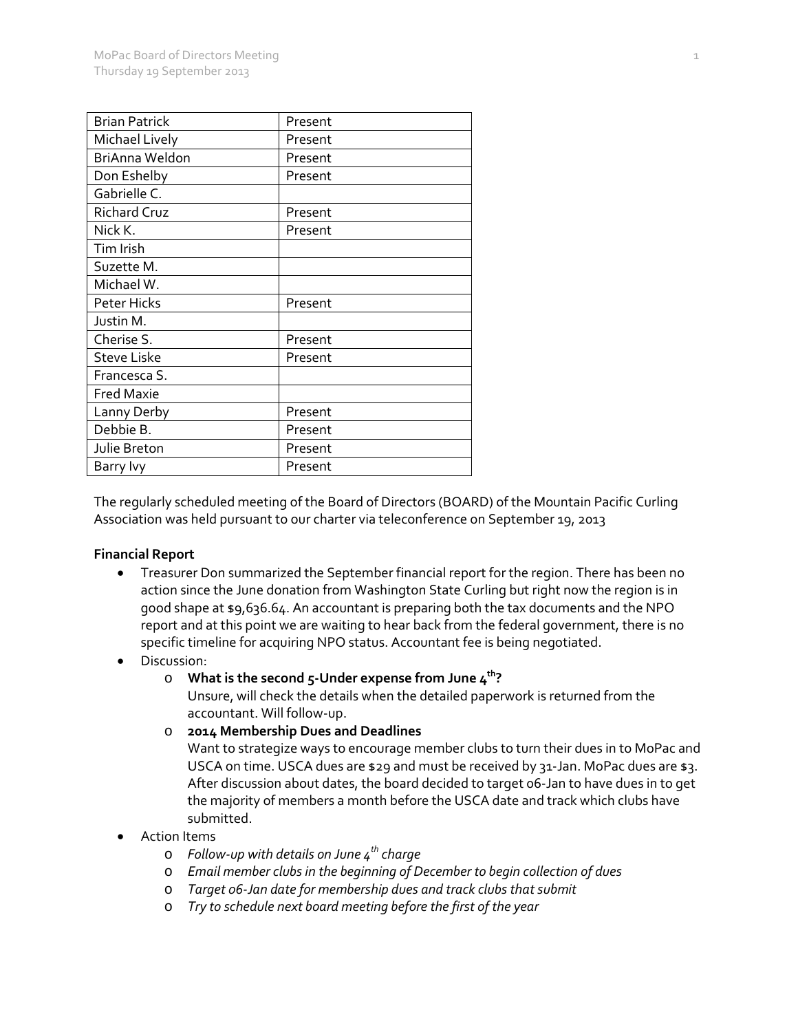| Brian Patrick | Present |
|---|---|
| Michael Lively | Present |
| BriAnna Weldon | Present |
| Don Eshelby | Present |
| Gabrielle C. | |
| Richard Cruz | Present |
| Nick K. | Present |
| Tim Irish | |
| Suzette M. | |
| Michael W. | |
| Peter Hicks | Present |
| Justin M. | |
| Cherise S. | Present |
| Steve Liske | Present |
| Francesca S. | |
| Fred Maxie | |
| Lanny Derby | Present |
| Debbie B. | Present |
| Julie Breton | Present |
| Barry Ivy | Present |

The regularly scheduled meeting of the Board of Directors (BOARD) of the Mountain Pacific Curling Association was held pursuant to our charter via teleconference on September 19, 2013

**Financial Report**

- Treasurer Don summarized the September financial report for the region. There has been no action since the June donation from Washington State Curling but right now the region is in good shape at $9,636.64. An accountant is preparing both the tax documents and the NPO report and at this point we are waiting to hear back from the federal government, there is no specific timeline for acquiring NPO status. Accountant fee is being negotiated.
- Discussion:
  - **What is the second 5-Under expense from June 4th?**
    Unsure, will check the details when the detailed paperwork is returned from the accountant. Will follow-up.
  - **2014 Membership Dues and Deadlines**
    Want to strategize ways to encourage member clubs to turn their dues in to MoPac and USCA on time. USCA dues are $29 and must be received by 31-Jan. MoPac dues are $3. After discussion about dates, the board decided to target 06-Jan to have dues in to get the majority of members a month before the USCA date and track which clubs have submitted.
- Action Items
  - *Follow-up with details on June 4th charge*
  - *Email member clubs in the beginning of December to begin collection of dues*
  - *Target 06-Jan date for membership dues and track clubs that submit*
  - *Try to schedule next board meeting before the first of the year*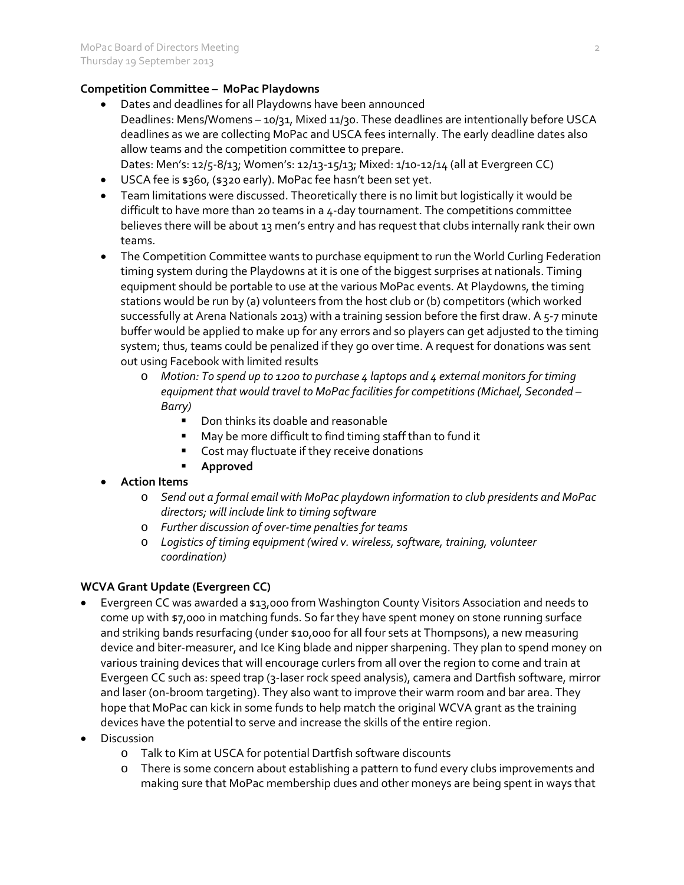**Competition Committee – MoPac Playdowns**

- Dates and deadlines for all Playdowns have been announced
  Deadlines: Mens/Womens – 10/31, Mixed 11/30. These deadlines are intentionally before USCA deadlines as we are collecting MoPac and USCA fees internally. The early deadline dates also allow teams and the competition committee to prepare.
  Dates: Men's: 12/5-8/13; Women's: 12/13-15/13; Mixed: 1/10-12/14 (all at Evergreen CC)
- USCA fee is $360, ($320 early). MoPac fee hasn't been set yet.
- Team limitations were discussed. Theoretically there is no limit but logistically it would be difficult to have more than 20 teams in a 4-day tournament. The competitions committee believes there will be about 13 men's entry and has request that clubs internally rank their own teams.
- The Competition Committee wants to purchase equipment to run the World Curling Federation timing system during the Playdowns at it is one of the biggest surprises at nationals. Timing equipment should be portable to use at the various MoPac events. At Playdowns, the timing stations would be run by (a) volunteers from the host club or (b) competitors (which worked successfully at Arena Nationals 2013) with a training session before the first draw. A 5-7 minute buffer would be applied to make up for any errors and so players can get adjusted to the timing system; thus, teams could be penalized if they go over time. A request for donations was sent out using Facebook with limited results
  - *Motion: To spend up to 1200 to purchase 4 laptops and 4 external monitors for timing equipment that would travel to MoPac facilities for competitions (Michael, Seconded – Barry)*
    - Don thinks its doable and reasonable
    - May be more difficult to find timing staff than to fund it
    - Cost may fluctuate if they receive donations
    - **Approved**
- **Action Items**
  - *Send out a formal email with MoPac playdown information to club presidents and MoPac directors; will include link to timing software*
  - *Further discussion of over-time penalties for teams*
  - *Logistics of timing equipment (wired v. wireless, software, training, volunteer coordination)*

**WCVA Grant Update (Evergreen CC)**

- Evergreen CC was awarded a $13,000 from Washington County Visitors Association and needs to come up with $7,000 in matching funds. So far they have spent money on stone running surface and striking bands resurfacing (under $10,000 for all four sets at Thompsons), a new measuring device and biter-measurer, and Ice King blade and nipper sharpening. They plan to spend money on various training devices that will encourage curlers from all over the region to come and train at Evergeen CC such as: speed trap (3-laser rock speed analysis), camera and Dartfish software, mirror and laser (on-broom targeting). They also want to improve their warm room and bar area. They hope that MoPac can kick in some funds to help match the original WCVA grant as the training devices have the potential to serve and increase the skills of the entire region.
- Discussion
  - Talk to Kim at USCA for potential Dartfish software discounts
  - There is some concern about establishing a pattern to fund every clubs improvements and making sure that MoPac membership dues and other moneys are being spent in ways that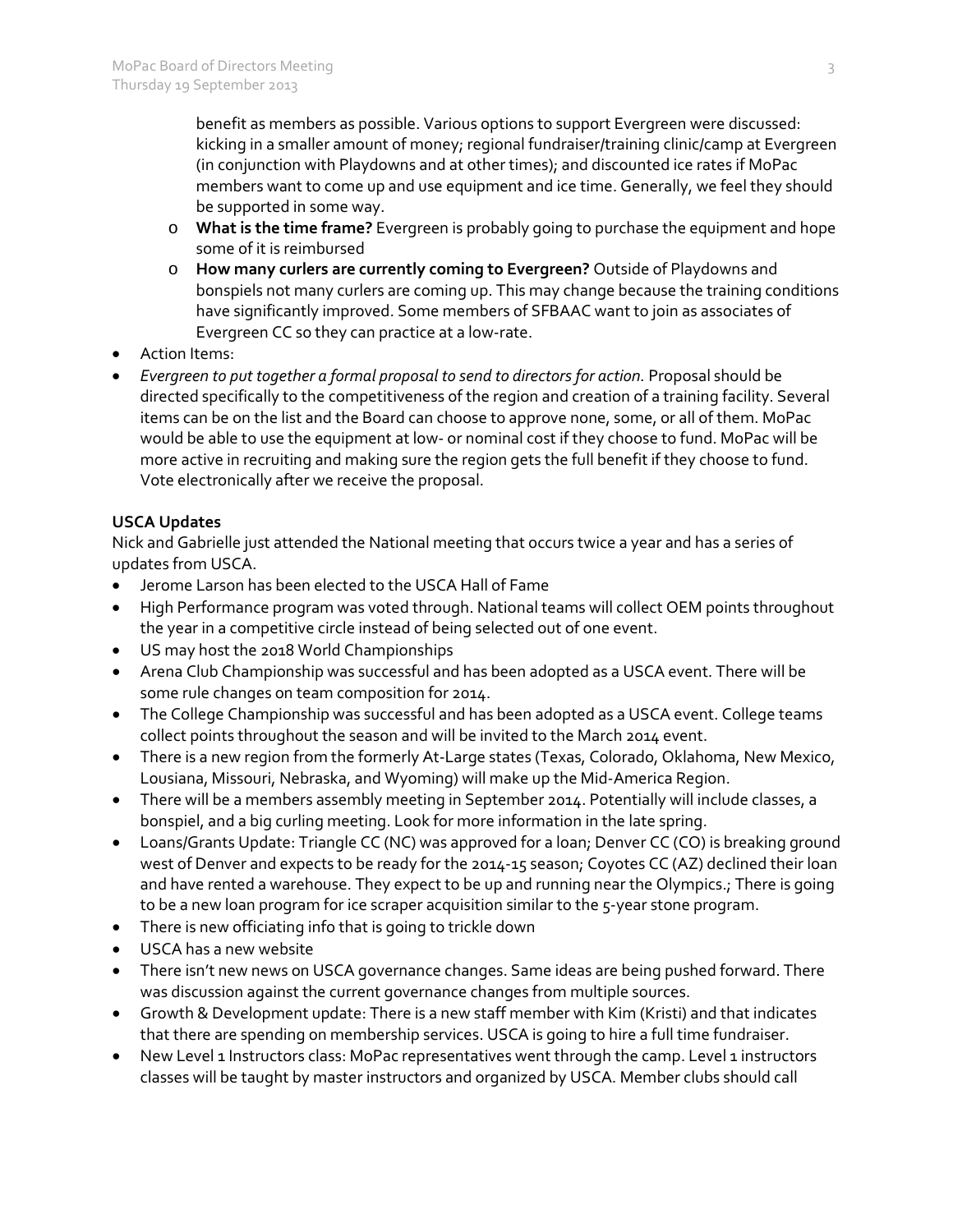benefit as members as possible. Various options to support Evergreen were discussed: kicking in a smaller amount of money; regional fundraiser/training clinic/camp at Evergreen (in conjunction with Playdowns and at other times); and discounted ice rates if MoPac members want to come up and use equipment and ice time. Generally, we feel they should be supported in some way.

  - **What is the time frame?** Evergreen is probably going to purchase the equipment and hope some of it is reimbursed
  - **How many curlers are currently coming to Evergreen?** Outside of Playdowns and bonspiels not many curlers are coming up. This may change because the training conditions have significantly improved. Some members of SFBAAC want to join as associates of Evergreen CC so they can practice at a low-rate.

- Action Items:
- *Evergreen to put together a formal proposal to send to directors for action.* Proposal should be directed specifically to the competitiveness of the region and creation of a training facility. Several items can be on the list and the Board can choose to approve none, some, or all of them. MoPac would be able to use the equipment at low- or nominal cost if they choose to fund. MoPac will be more active in recruiting and making sure the region gets the full benefit if they choose to fund. Vote electronically after we receive the proposal.

**USCA Updates**

Nick and Gabrielle just attended the National meeting that occurs twice a year and has a series of updates from USCA.

- Jerome Larson has been elected to the USCA Hall of Fame
- High Performance program was voted through. National teams will collect OEM points throughout the year in a competitive circle instead of being selected out of one event.
- US may host the 2018 World Championships
- Arena Club Championship was successful and has been adopted as a USCA event. There will be some rule changes on team composition for 2014.
- The College Championship was successful and has been adopted as a USCA event. College teams collect points throughout the season and will be invited to the March 2014 event.
- There is a new region from the formerly At-Large states (Texas, Colorado, Oklahoma, New Mexico, Lousiana, Missouri, Nebraska, and Wyoming) will make up the Mid-America Region.
- There will be a members assembly meeting in September 2014. Potentially will include classes, a bonspiel, and a big curling meeting. Look for more information in the late spring.
- Loans/Grants Update: Triangle CC (NC) was approved for a loan; Denver CC (CO) is breaking ground west of Denver and expects to be ready for the 2014-15 season; Coyotes CC (AZ) declined their loan and have rented a warehouse. They expect to be up and running near the Olympics.; There is going to be a new loan program for ice scraper acquisition similar to the 5-year stone program.
- There is new officiating info that is going to trickle down
- USCA has a new website
- There isn't new news on USCA governance changes. Same ideas are being pushed forward. There was discussion against the current governance changes from multiple sources.
- Growth & Development update: There is a new staff member with Kim (Kristi) and that indicates that there are spending on membership services. USCA is going to hire a full time fundraiser.
- New Level 1 Instructors class: MoPac representatives went through the camp. Level 1 instructors classes will be taught by master instructors and organized by USCA. Member clubs should call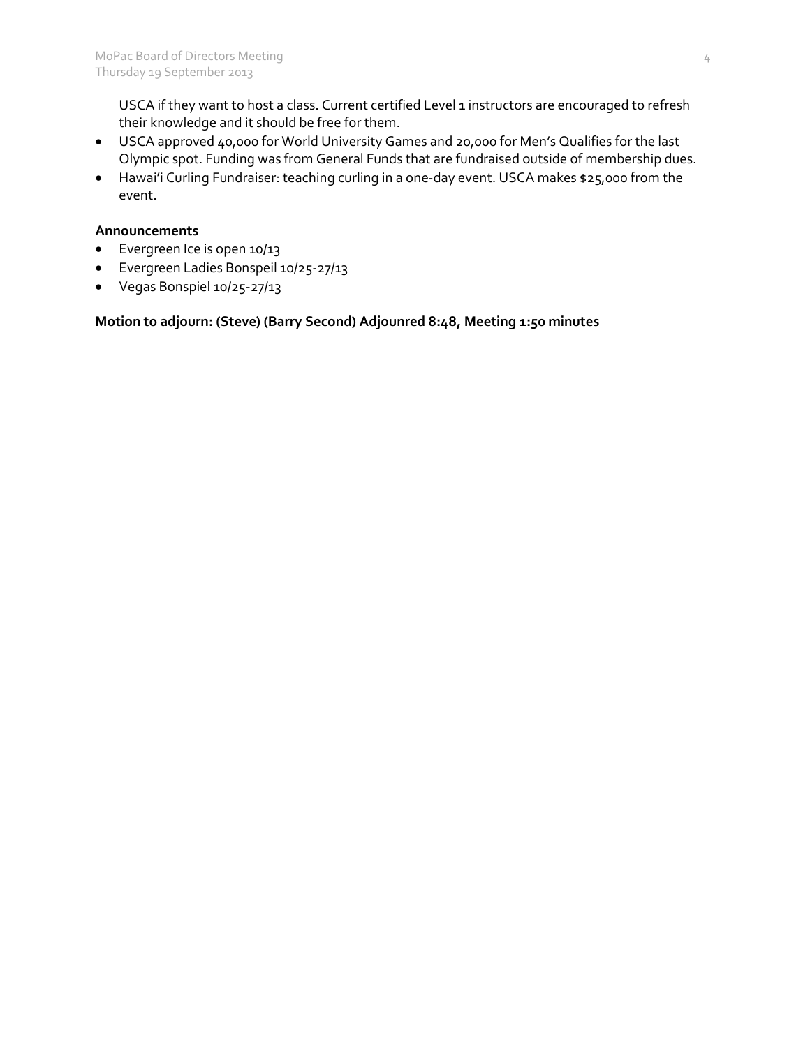USCA if they want to host a class. Current certified Level 1 instructors are encouraged to refresh their knowledge and it should be free for them.

- USCA approved 40,000 for World University Games and 20,000 for Men's Qualifies for the last Olympic spot. Funding was from General Funds that are fundraised outside of membership dues.
- Hawai'i Curling Fundraiser: teaching curling in a one-day event. USCA makes $25,000 from the event.

**Announcements**

- Evergreen Ice is open 10/13
- Evergreen Ladies Bonspeil 10/25-27/13
- Vegas Bonspiel 10/25-27/13

**Motion to adjourn: (Steve) (Barry Second) Adjounred 8:48, Meeting 1:50 minutes**